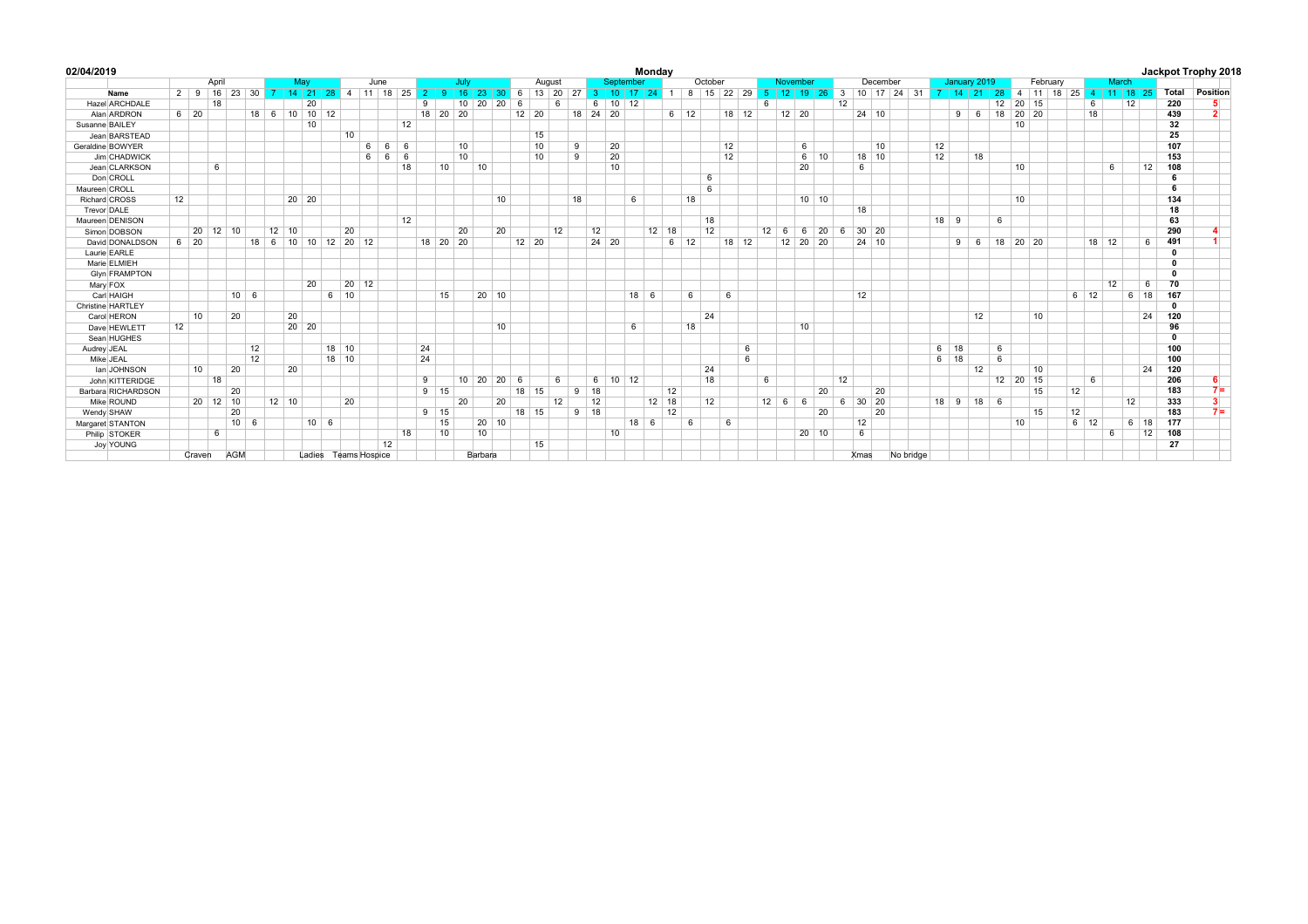**02/04/2019** **Monday** **Jackpot Trophy 2018**

| | | April | | | | | May | | | | June | | | | July | | | | | August | | | | September | | | | October | | | | | November | | | | December | | | | | January 2019 | | | | February | | | | March | | | | | |
|---|---|---|---|---|---|---|---|---|---|---|---|---|---|---|---|---|---|---|---|---|---|---|---|---|---|---|---|---|---|---|---|---|---|---|---|---|---|---|---|---|---|---|---|---|---|---|---|---|---|---|---|---|---|---|---|
| | **Name** | 2 | 9 | 16 | 23 | 30 | 7 | 14 | 21 | 28 | 4 | 11 | 18 | 25 | 2 | 9 | 16 | 23 | 30 | 6 | 13 | 20 | 27 | 3 | 10 | 17 | 24 | 1 | 8 | 15 | 22 | 29 | 5 | 12 | 19 | 26 | 3 | 10 | 17 | 24 | 31 | 7 | 14 | 21 | 28 | 4 | 11 | 18 | 25 | 4 | 11 | 18 | 25 | **Total** | **Position** |
| Hazel | ARCHDALE | | | 18 | | | | | 20 | | | | | | 9 | | 10 | 20 | 20 | 6 | | 6 | | 6 | 10 | 12 | | | | | | | 6 | | | | 12 | | | | | | | | 12 | 20 | 15 | | | 6 | | 12 | | **220** | **5** |
| Alan | ARDRON | 6 | 20 | | | 18 | 6 | 10 | 10 | 12 | | | | | 18 | 20 | 20 | | | 12 | 20 | | 18 | 24 | 20 | | | 6 | 12 | | 18 | 12 | | 12 | 20 | | | 24 | 10 | | | | 9 | 6 | 18 | 20 | 20 | | | 18 | | | | **439** | **2** |
| Susanne | BAILEY | | | | | | | | 10 | | | | | 12 | | | | | | | | | | | | | | | | | | | | | | | | | | | | | | | | 10 | | | | | | | | **32** | |
| Jean | BARSTEAD | | | | | | | | | | 10 | | | | | | | | | | 15 | | | | | | | | | | | | | | | | | | | | | | | | | | | | | | | | | **25** | |
| Geraldine | BOWYER | | | | | | | | | | | 6 | 6 | 6 | | | 10 | | | | 10 | | 9 | | 20 | | | | | | 12 | | | | 6 | | | | 10 | | | 12 | | | | | | | | | | | | **107** | |
| Jim | CHADWICK | | | | | | | | | | | 6 | 6 | 6 | | | 10 | | | | 10 | | 9 | | 20 | | | | | | 12 | | | | 6 | 10 | | 18 | 10 | | | 12 | | 18 | | | | | | | | | | **153** | |
| Jean | CLARKSON | | | 6 | | | | | | | | | | 18 | | 10 | | 10 | | | | | | | 10 | | | | | | | | | | 20 | | | 6 | | | | | | | | 10 | | | | | 6 | | 12 | **108** | |
| Don | CROLL | | | | | | | | | | | | | | | | | | | | | | | | | | | | | 6 | | | | | | | | | | | | | | | | | | | | | | | | **6** | |
| Maureen | CROLL | | | | | | | | | | | | | | | | | | | | | | | | | | | | | 6 | | | | | | | | | | | | | | | | | | | | | | | | **6** | |
| Richard | CROSS | 12 | | | | | | 20 | 20 | | | | | | | | | | 10 | | | | 18 | | | 6 | | | 18 | | | | | | 10 | 10 | | | | | | | | | | 10 | | | | | | | | **134** | |
| Trevor | DALE | | | | | | | | | | | | | | | | | | | | | | | | | | | | | | | | | | | | | 18 | | | | | | | | | | | | | | | | **18** | |
| Maureen | DENISON | | | | | | | | | | | | | 12 | | | | | | | | | | | | | | | | 18 | | | | | | | | | | | | 18 | 9 | | 6 | | | | | | | | | **63** | |
| Simon | DOBSON | | 20 | 12 | 10 | | 12 | 10 | | | 20 | | | | | | 20 | | 20 | | | 12 | | 12 | | | 12 | 18 | | 12 | | | 12 | 6 | 6 | 20 | 6 | 30 | 20 | | | | | | | | | | | | | | | **290** | **4** |
| David | DONALDSON | 6 | 20 | | | 18 | 6 | 10 | 10 | 12 | 20 | 12 | | | 18 | 20 | 20 | | | 12 | 20 | | | 24 | 20 | | | 6 | 12 | | 18 | 12 | | 12 | 20 | 20 | | 24 | 10 | | | | 9 | 6 | 18 | 20 | 20 | | | 18 | 12 | | 6 | **491** | **1** |
| Laurie | EARLE | | | | | | | | | | | | | | | | | | | | | | | | | | | | | | | | | | | | | | | | | | | | | | | | | | | | | **0** | |
| Marie | ELMIEH | | | | | | | | | | | | | | | | | | | | | | | | | | | | | | | | | | | | | | | | | | | | | | | | | | | | | **0** | |
| Glyn | FRAMPTON | | | | | | | | | | | | | | | | | | | | | | | | | | | | | | | | | | | | | | | | | | | | | | | | | | | | | **0** | |
| Mary | FOX | | | | | | | | 20 | | 20 | 12 | | | | | | | | | | | | | | | | | | | | | | | | | | | | | | | | | | | | | | | 12 | | 6 | **70** | |
| Carl | HAIGH | | | | 10 | 6 | | | | 6 | 10 | | | | | 15 | | 20 | 10 | | | | | | | 18 | 6 | | 6 | | 6 | | | | | | | 12 | | | | | | | | | | | 6 | 12 | | 6 | 18 | **167** | |
| Christine | HARTLEY | | | | | | | | | | | | | | | | | | | | | | | | | | | | | | | | | | | | | | | | | | | | | | | | | | | | | **0** | |
| Carol | HERON | | 10 | | 20 | | | 20 | | | | | | | | | | | | | | | | | | | | | | 24 | | | | | | | | | | | | | | 12 | | | 10 | | | | | | 24 | **120** | |
| Dave | HEWLETT | 12 | | | | | | 20 | 20 | | | | | | | | | | 10 | | | | | | | 6 | | | 18 | | | | | | 10 | | | | | | | | | | | | | | | | | | | **96** | |
| Sean | HUGHES | | | | | | | | | | | | | | | | | | | | | | | | | | | | | | | | | | | | | | | | | | | | | | | | | | | | | **0** | |
| Audrey | JEAL | | | | | 12 | | | | 18 | 10 | | | | 24 | | | | | | | | | | | | | | | | | 6 | | | | | | | | | | 6 | 18 | | 6 | | | | | | | | | **100** | |
| Mike | JEAL | | | | | 12 | | | | 18 | 10 | | | | 24 | | | | | | | | | | | | | | | | | 6 | | | | | | | | | | 6 | 18 | | 6 | | | | | | | | | **100** | |
| Ian | JOHNSON | | 10 | | 20 | | | 20 | | | | | | | | | | | | | | | | | | | | | | 24 | | | | | | | | | | | | | | 12 | | | 10 | | | | | | 24 | **120** | |
| John | KITTERIDGE | | | 18 | | | | | | | | | | | 9 | | 10 | 20 | 20 | 6 | | 6 | | 6 | 10 | 12 | | | | 18 | | | 6 | | | | 12 | | | | | | | | 12 | 20 | 15 | | | 6 | | | | **206** | **6** |
| Barbara | RICHARDSON | | | | 20 | | | | | | | | | | 9 | 15 | | | | 18 | 15 | | 9 | 18 | | | | 12 | | | | | | | | 20 | | | 20 | | | | | | | | 15 | | 12 | | | | | **183** | **7=** |
| Mike | ROUND | | 20 | 12 | 10 | | 12 | 10 | | | 20 | | | | | | 20 | | 20 | | | 12 | | 12 | | | 12 | 18 | | 12 | | | 12 | 6 | 6 | | 6 | 30 | 20 | | | 18 | 9 | 18 | 6 | | | | | | | 12 | | **333** | **3** |
| Wendy | SHAW | | | | 20 | | | | | | | | | | 9 | 15 | | | | 18 | 15 | | 9 | 18 | | | | 12 | | | | | | | | 20 | | | 20 | | | | | | | | 15 | | 12 | | | | | **183** | **7=** |
| Margaret | STANTON | | | | 10 | 6 | | | 10 | 6 | | | | | | 15 | | 20 | 10 | | | | | | | 18 | 6 | | 6 | | 6 | | | | | | | 12 | | | | | | | | 10 | | | 6 | 12 | | 6 | 18 | **177** | |
| Philip | STOKER | | | 6 | | | | | | | | | | 18 | | 10 | | 10 | | | | | | | 10 | | | | | | | | | | 20 | 10 | | 6 | | | | | | | | | | | | | 6 | | 12 | **108** | |
| Joy | YOUNG | | | | | | | | | | | | 12 | | | | | | | | 15 | | | | | | | | | | | | | | | | | | | | | | | | | | | | | | | | | **27** | |
| | | | Craven | | AGM | | | | Ladies | | Teams | Hospice | | | | | | Barbara | | | | | | | | | | | | | | | | | | | | Xmas | | No bridge | | | | | | | | | | | | | | | |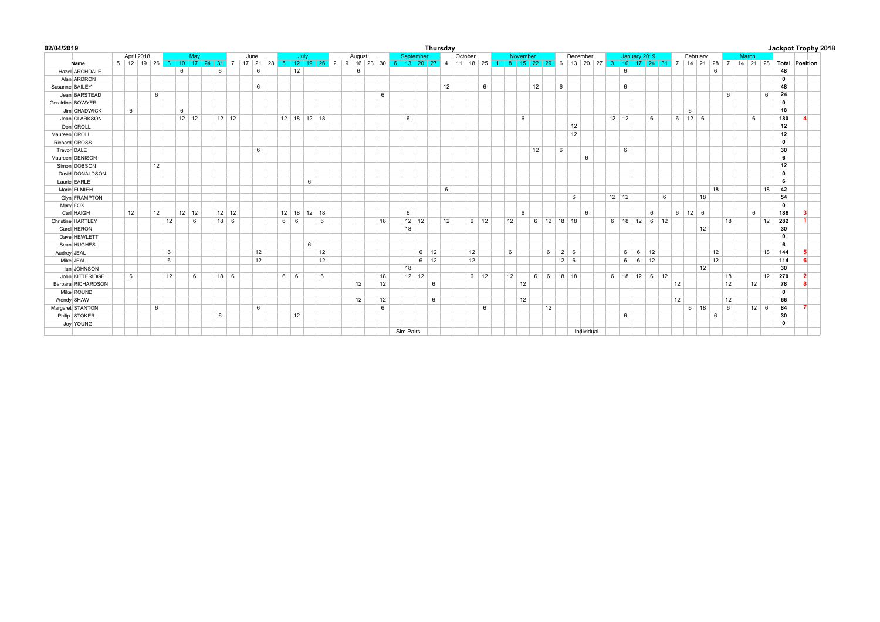**02/04/2019** | **Thursday** | **Jackpot Trophy 2018**

| | | April 2018 | | | | May | | | | | June | | | | July | | | | August | | | | | September | | | | October | | | | November | | | | | December | | | | January 2019 | | | | | February | | | | March | | | | | |
|---|---|---|---|---|---|---|---|---|---|---|---|---|---|---|---|---|---|---|---|---|---|---|---|---|---|---|---|---|---|---|---|---|---|---|---|---|---|---|---|---|---|---|---|---|---|---|---|---|---|---|---|---|---|---|---|
| | **Name** | 5 | 12 | 19 | 26 | 3 | 10 | 17 | 24 | 31 | 7 | 17 | 21 | 28 | 5 | 12 | 19 | 26 | 2 | 9 | 16 | 23 | 30 | 6 | 13 | 20 | 27 | 4 | 11 | 18 | 25 | 1 | 8 | 15 | 22 | 29 | 6 | 13 | 20 | 27 | 3 | 10 | 17 | 24 | 31 | 7 | 14 | 21 | 28 | 7 | 14 | 21 | 28 | **Total** | **Position** |
| Hazel | ARCHDALE | | | | | | 6 | | | 6 | | | 6 | | | 12 | | | | | 6 | | | | | | | | | | | | | | | | | | | | | 6 | | | | | | | 6 | | | | | **48** | |
| Alan | ARDRON | | | | | | | | | | | | | | | | | | | | | | | | | | | | | | | | | | | | | | | | | | | | | | | | | | | | | **0** | |
| Susanne | BAILEY | | | | | | | | | | | | 6 | | | | | | | | | | | | | | | 12 | | | 6 | | | | 12 | | 6 | | | | | 6 | | | | | | | | | | | | **48** | |
| Jean | BARSTEAD | | | | 6 | | | | | | | | | | | | | | | | | | 6 | | | | | | | | | | | | | | | | | | | | | | | | | | | 6 | | | 6 | **24** | |
| Geraldine | BOWYER | | | | | | | | | | | | | | | | | | | | | | | | | | | | | | | | | | | | | | | | | | | | | | | | | | | | | **0** | |
| Jim | CHADWICK | | 6 | | | | 6 | | | | | | | | | | | | | | | | | | | | | | | | | | | | | | | | | | | | | | | | 6 | | | | | | | **18** | |
| Jean | CLARKSON | | | | | | 12 | 12 | | 12 | 12 | | | | 12 | 18 | 12 | 18 | | | | | | | 6 | | | | | | | | | 6 | | | | | | | 12 | 12 | | 6 | | 6 | 12 | 6 | | | | 6 | | **180** | **4** |
| Don | CROLL | | | | | | | | | | | | | | | | | | | | | | | | | | | | | | | | | | | | | 12 | | | | | | | | | | | | | | | | **12** | |
| Maureen | CROLL | | | | | | | | | | | | | | | | | | | | | | | | | | | | | | | | | | | | | 12 | | | | | | | | | | | | | | | | **12** | |
| Richard | CROSS | | | | | | | | | | | | | | | | | | | | | | | | | | | | | | | | | | | | | | | | | | | | | | | | | | | | | **0** | |
| Trevor | DALE | | | | | | | | | | | | 6 | | | | | | | | | | | | | | | | | | | | | | 12 | | 6 | | | | | 6 | | | | | | | | | | | | **30** | |
| Maureen | DENISON | | | | | | | | | | | | | | | | | | | | | | | | | | | | | | | | | | | | | | 6 | | | | | | | | | | | | | | | **6** | |
| Simon | DOBSON | | | | 12 | | | | | | | | | | | | | | | | | | | | | | | | | | | | | | | | | | | | | | | | | | | | | | | | | **12** | |
| David | DONALDSON | | | | | | | | | | | | | | | | | | | | | | | | | | | | | | | | | | | | | | | | | | | | | | | | | | | | | **0** | |
| Laurie | EARLE | | | | | | | | | | | | | | | | 6 | | | | | | | | | | | | | | | | | | | | | | | | | | | | | | | | | | | | | **6** | |
| Marie | ELMIEH | | | | | | | | | | | | | | | | | | | | | | | | | | | 6 | | | | | | | | | | | | | | | | | | | | | 18 | | | | 18 | **42** | |
| Glyn | FRAMPTON | | | | | | | | | | | | | | | | | | | | | | | | | | | | | | | | | | | | | 6 | | | 12 | 12 | | | 6 | | | 18 | | | | | | **54** | |
| Mary | FOX | | | | | | | | | | | | | | | | | | | | | | | | | | | | | | | | | | | | | | | | | | | | | | | | | | | | | **0** | |
| Carl | HAIGH | | 12 | | 12 | | 12 | 12 | | 12 | 12 | | | | 12 | 18 | 12 | 18 | | | | | | | 6 | | | | | | | | | 6 | | | | | 6 | | | | | 6 | | 6 | 12 | 6 | | | | 6 | | **186** | **3** |
| Christine | HARTLEY | | | | | 12 | | 6 | | 18 | 6 | | | | 6 | 6 | | 6 | | | | | 18 | | 12 | 12 | | 12 | | 6 | 12 | 12 | | | 6 | 12 | 18 | 18 | | | 6 | 18 | 12 | 6 | 12 | | | | | 18 | | | 12 | **282** | **1** |
| Carol | HERON | | | | | | | | | | | | | | | | | | | | | | | | 18 | | | | | | | | | | | | | | | | | | | | | | | 12 | | | | | | **30** | |
| Dave | HEWLETT | | | | | | | | | | | | | | | | | | | | | | | | | | | | | | | | | | | | | | | | | | | | | | | | | | | | | **0** | |
| Sean | HUGHES | | | | | | | | | | | | | | | | 6 | | | | | | | | | | | | | | | | | | | | | | | | | | | | | | | | | | | | | **6** | |
| Audrey | JEAL | | | | | 6 | | | | | | | 12 | | | | | 12 | | | | | | | | 6 | 12 | | | 12 | | 6 | | | | 6 | 12 | 6 | | | | 6 | 6 | 12 | | | | | 12 | | | | 18 | **144** | **5** |
| Mike | JEAL | | | | | 6 | | | | | | | 12 | | | | | 12 | | | | | | | | 6 | 12 | | | 12 | | | | | | | 12 | 6 | | | | 6 | 6 | 12 | | | | | 12 | | | | | **114** | **6** |
| Ian | JOHNSON | | | | | | | | | | | | | | | | | | | | | | | | 18 | | | | | | | | | | | | | | | | | | | | | | | 12 | | | | | | **30** | |
| John | KITTERIDGE | | 6 | | | 12 | | 6 | | 18 | 6 | | | | 6 | 6 | | 6 | | | | | 18 | | 12 | 12 | | | | 6 | 12 | 12 | | | 6 | 6 | 18 | 18 | | | 6 | 18 | 12 | 6 | 12 | | | | | 18 | | | 12 | **270** | **2** |
| Barbara | RICHARDSON | | | | | | | | | | | | | | | | | | | | 12 | | 12 | | | | 6 | | | | | | 12 | | | | | | | | | | | | | 12 | | | | 12 | | 12 | | **78** | **8** |
| Mike | ROUND | | | | | | | | | | | | | | | | | | | | | | | | | | | | | | | | | | | | | | | | | | | | | | | | | | | | | **0** | |
| Wendy | SHAW | | | | | | | | | | | | | | | | | | | | 12 | | 12 | | | | 6 | | | | | | 12 | | | | | | | | | | | | | 12 | | | | 12 | | | | **66** | |
| Margaret | STANTON | | | | 6 | | | | | | | | 6 | | | | | | | | | | 6 | | | | | | | | 6 | | | | | 12 | | | | | | | | | | | 6 | 18 | | 6 | | 12 | 6 | **84** | **7** |
| Philip | STOKER | | | | | | | | | 6 | | | | | | 12 | | | | | | | | | | | | | | | | | | | | | | | | | | 6 | | | | | | | 6 | | | | | **30** | |
| Joy | YOUNG | | | | | | | | | | | | | | | | | | | | | | | | | | | | | | | | | | | | | | | | | | | | | | | | | | | | | **0** | |
| | | | | | | | | | | | | | | | | | | | | | | | | Sim Pairs | | | | | | | | | | | | | | Individual | | | | | | | | | | | | | | | | | |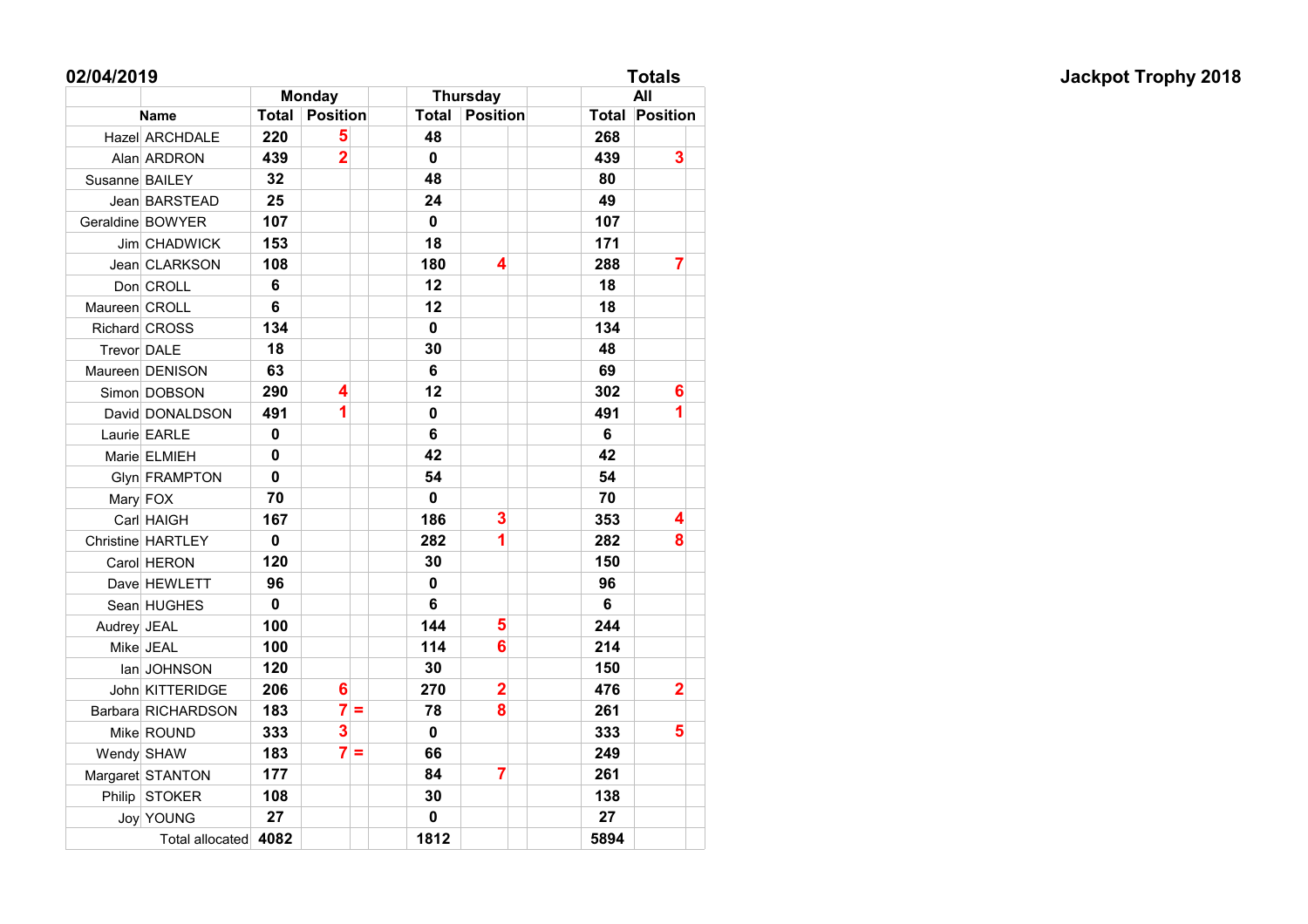**02/04/2019** **Totals** **Jackpot Trophy 2018**

| | | Monday | | | Thursday | | | All | |
|---|---|---|---|---|---|---|---|---|---|
| Name | | Total | Position | | Total | Position | | Total | Position |
| Hazel | ARCHDALE | 220 | 5 | | 48 | | | 268 | |
| Alan | ARDRON | 439 | 2 | | 0 | | | 439 | 3 |
| Susanne | BAILEY | 32 | | | 48 | | | 80 | |
| Jean | BARSTEAD | 25 | | | 24 | | | 49 | |
| Geraldine | BOWYER | 107 | | | 0 | | | 107 | |
| Jim | CHADWICK | 153 | | | 18 | | | 171 | |
| Jean | CLARKSON | 108 | | | 180 | 4 | | 288 | 7 |
| Don | CROLL | 6 | | | 12 | | | 18 | |
| Maureen | CROLL | 6 | | | 12 | | | 18 | |
| Richard | CROSS | 134 | | | 0 | | | 134 | |
| Trevor | DALE | 18 | | | 30 | | | 48 | |
| Maureen | DENISON | 63 | | | 6 | | | 69 | |
| Simon | DOBSON | 290 | 4 | | 12 | | | 302 | 6 |
| David | DONALDSON | 491 | 1 | | 0 | | | 491 | 1 |
| Laurie | EARLE | 0 | | | 6 | | | 6 | |
| Marie | ELMIEH | 0 | | | 42 | | | 42 | |
| Glyn | FRAMPTON | 0 | | | 54 | | | 54 | |
| Mary | FOX | 70 | | | 0 | | | 70 | |
| Carl | HAIGH | 167 | | | 186 | 3 | | 353 | 4 |
| Christine | HARTLEY | 0 | | | 282 | 1 | | 282 | 8 |
| Carol | HERON | 120 | | | 30 | | | 150 | |
| Dave | HEWLETT | 96 | | | 0 | | | 96 | |
| Sean | HUGHES | 0 | | | 6 | | | 6 | |
| Audrey | JEAL | 100 | | | 144 | 5 | | 244 | |
| Mike | JEAL | 100 | | | 114 | 6 | | 214 | |
| Ian | JOHNSON | 120 | | | 30 | | | 150 | |
| John | KITTERIDGE | 206 | 6 | | 270 | 2 | | 476 | 2 |
| Barbara | RICHARDSON | 183 | 7 | = | 78 | 8 | | 261 | |
| Mike | ROUND | 333 | 3 | | 0 | | | 333 | 5 |
| Wendy | SHAW | 183 | 7 | = | 66 | | | 249 | |
| Margaret | STANTON | 177 | | | 84 | 7 | | 261 | |
| Philip | STOKER | 108 | | | 30 | | | 138 | |
| Joy | YOUNG | 27 | | | 0 | | | 27 | |
| | Total allocated | 4082 | | | 1812 | | | 5894 | |